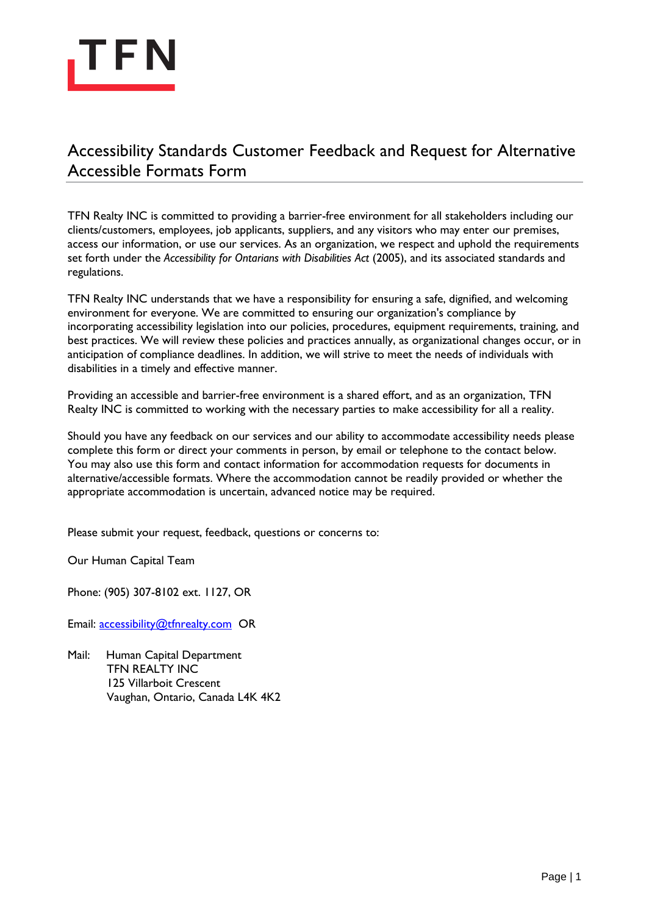TFN

# Accessibility Standards Customer Feedback and Request for Alternative Accessible Formats Form

TFN Realty INC is committed to providing a barrier-free environment for all stakeholders including our clients/customers, employees, job applicants, suppliers, and any visitors who may enter our premises, access our information, or use our services. As an organization, we respect and uphold the requirements set forth under the *Accessibility for Ontarians with Disabilities Act* (2005), and its associated standards and regulations.

TFN Realty INC understands that we have a responsibility for ensuring a safe, dignified, and welcoming environment for everyone. We are committed to ensuring our organization's compliance by incorporating accessibility legislation into our policies, procedures, equipment requirements, training, and best practices. We will review these policies and practices annually, as organizational changes occur, or in anticipation of compliance deadlines. In addition, we will strive to meet the needs of individuals with disabilities in a timely and effective manner.

Providing an accessible and barrier-free environment is a shared effort, and as an organization, TFN Realty INC is committed to working with the necessary parties to make accessibility for all a reality.

Should you have any feedback on our services and our ability to accommodate accessibility needs please complete this form or direct your comments in person, by email or telephone to the contact below. You may also use this form and contact information for accommodation requests for documents in alternative/accessible formats. Where the accommodation cannot be readily provided or whether the appropriate accommodation is uncertain, advanced notice may be required.

Please submit your request, feedback, questions or concerns to:

Our Human Capital Team

Phone: (905) 307-8102 ext. 1127, OR

Email: accessibility@tfnrealty.com OR

Mail: Human Capital Department
TFN REALTY INC
125 Villarboit Crescent
Vaughan, Ontario, Canada L4K 4K2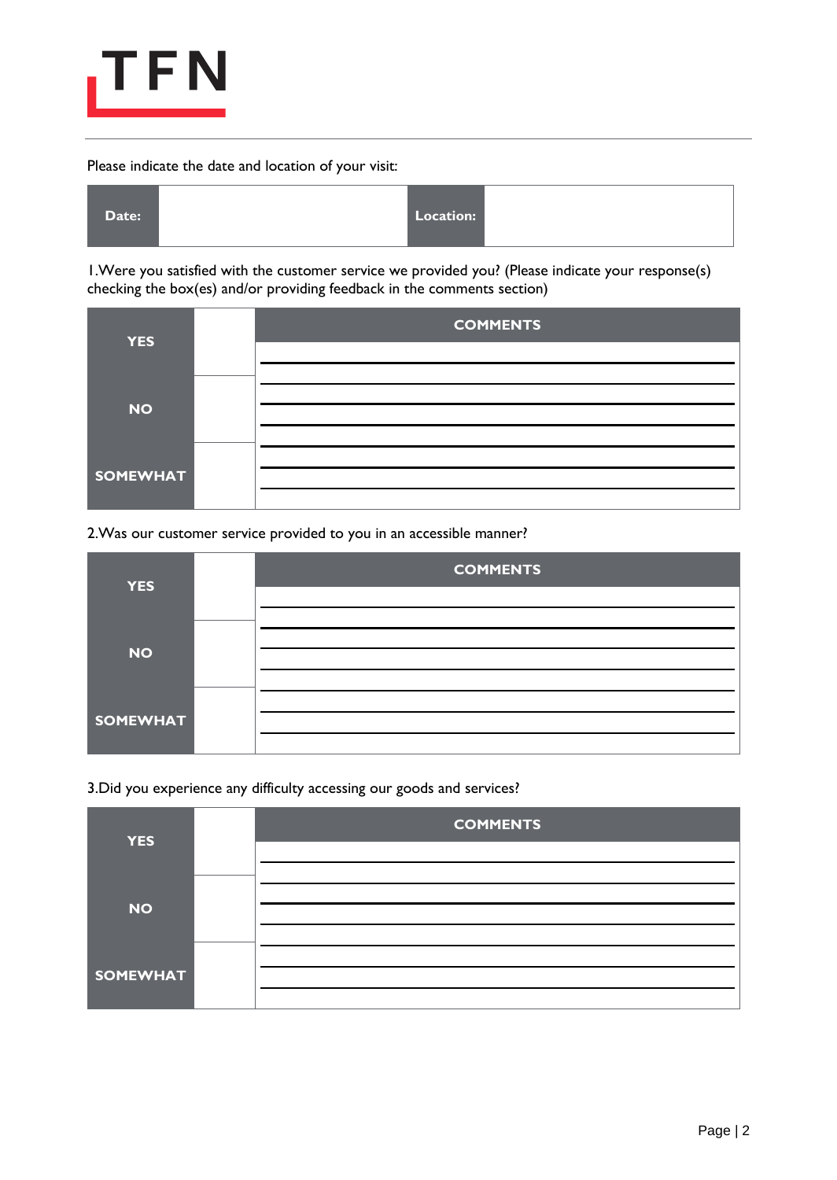TFN

Please indicate the date and location of your visit:

| Date: | | Location: | |
|---|---|---|---|

1.Were you satisfied with the customer service we provided you? (Please indicate your response(s) checking the box(es) and/or providing feedback in the comments section)

| | | COMMENTS |
|---|---|---|
| YES | | |
| NO | | |
| SOMEWHAT | | |

2.Was our customer service provided to you in an accessible manner?

| | | COMMENTS |
|---|---|---|
| YES | | |
| NO | | |
| SOMEWHAT | | |

3.Did you experience any difficulty accessing our goods and services?

| | | COMMENTS |
|---|---|---|
| YES | | |
| NO | | |
| SOMEWHAT | | |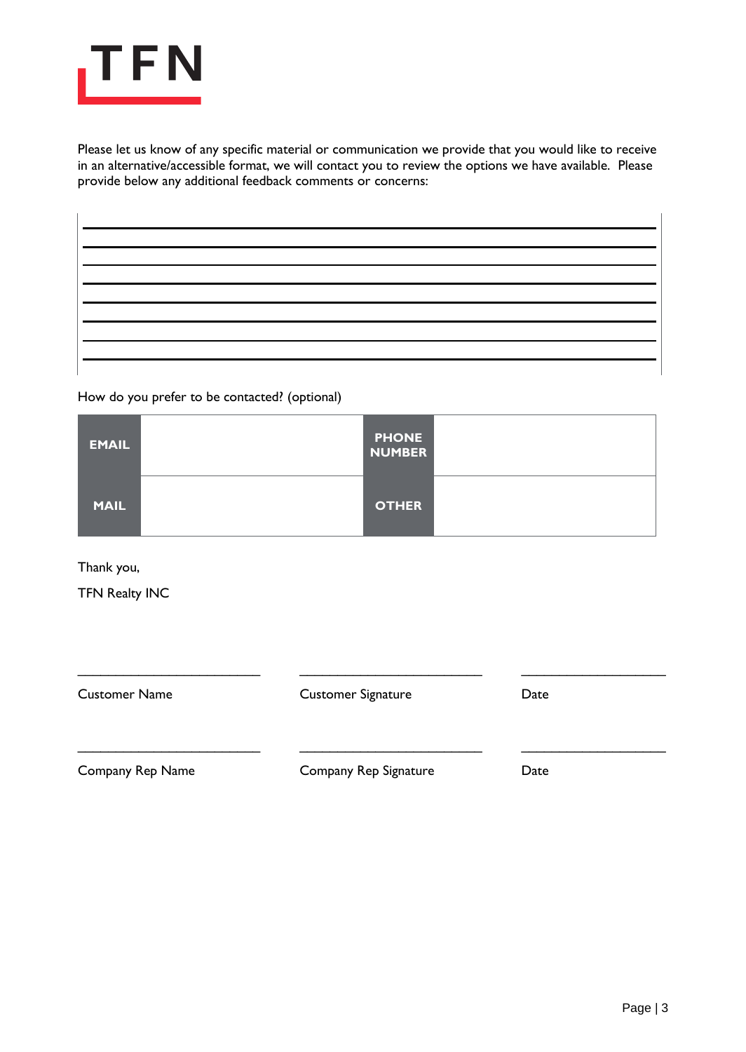TFN

Please let us know of any specific material or communication we provide that you would like to receive in an alternative/accessible format, we will contact you to review the options we have available. Please provide below any additional feedback comments or concerns:

\_\_\_\_\_\_\_\_\_\_\_\_\_\_\_\_\_\_\_\_\_\_\_\_\_\_\_\_\_\_\_\_\_\_\_\_\_\_\_\_\_\_\_\_\_\_\_\_\_\_\_\_\_\_\_\_\_\_\_\_\_\_\_\_\_\_\_\_\_\_\_\_\_\_\_\_

\_\_\_\_\_\_\_\_\_\_\_\_\_\_\_\_\_\_\_\_\_\_\_\_\_\_\_\_\_\_\_\_\_\_\_\_\_\_\_\_\_\_\_\_\_\_\_\_\_\_\_\_\_\_\_\_\_\_\_\_\_\_\_\_\_\_\_\_\_\_\_\_\_\_\_\_

\_\_\_\_\_\_\_\_\_\_\_\_\_\_\_\_\_\_\_\_\_\_\_\_\_\_\_\_\_\_\_\_\_\_\_\_\_\_\_\_\_\_\_\_\_\_\_\_\_\_\_\_\_\_\_\_\_\_\_\_\_\_\_\_\_\_\_\_\_\_\_\_\_\_\_\_

\_\_\_\_\_\_\_\_\_\_\_\_\_\_\_\_\_\_\_\_\_\_\_\_\_\_\_\_\_\_\_\_\_\_\_\_\_\_\_\_\_\_\_\_\_\_\_\_\_\_\_\_\_\_\_\_\_\_\_\_\_\_\_\_\_\_\_\_\_\_\_\_\_\_\_\_

\_\_\_\_\_\_\_\_\_\_\_\_\_\_\_\_\_\_\_\_\_\_\_\_\_\_\_\_\_\_\_\_\_\_\_\_\_\_\_\_\_\_\_\_\_\_\_\_\_\_\_\_\_\_\_\_\_\_\_\_\_\_\_\_\_\_\_\_\_\_\_\_\_\_\_\_

\_\_\_\_\_\_\_\_\_\_\_\_\_\_\_\_\_\_\_\_\_\_\_\_\_\_\_\_\_\_\_\_\_\_\_\_\_\_\_\_\_\_\_\_\_\_\_\_\_\_\_\_\_\_\_\_\_\_\_\_\_\_\_\_\_\_\_\_\_\_\_\_\_\_\_\_

\_\_\_\_\_\_\_\_\_\_\_\_\_\_\_\_\_\_\_\_\_\_\_\_\_\_\_\_\_\_\_\_\_\_\_\_\_\_\_\_\_\_\_\_\_\_\_\_\_\_\_\_\_\_\_\_\_\_\_\_\_\_\_\_\_\_\_\_\_\_\_\_\_\_\_\_

\_\_\_\_\_\_\_\_\_\_\_\_\_\_\_\_\_\_\_\_\_\_\_\_\_\_\_\_\_\_\_\_\_\_\_\_\_\_\_\_\_\_\_\_\_\_\_\_\_\_\_\_\_\_\_\_\_\_\_\_\_\_\_\_\_\_\_\_\_\_\_\_\_\_\_\_

How do you prefer to be contacted? (optional)

| | | | |
|---|---|---|---|
| **EMAIL** | | **PHONE NUMBER** | |
| **MAIL** | | **OTHER** | |

Thank you,

TFN Realty INC

| | | |
|---|---|---|
| \_\_\_\_\_\_\_\_\_\_\_\_\_\_\_\_\_\_\_\_\_\_\_\_\_\_ | \_\_\_\_\_\_\_\_\_\_\_\_\_\_\_\_\_\_\_\_\_\_\_\_\_\_ | \_\_\_\_\_\_\_\_\_\_\_\_\_\_\_\_\_\_\_\_ |
| Customer Name | Customer Signature | Date |
| \_\_\_\_\_\_\_\_\_\_\_\_\_\_\_\_\_\_\_\_\_\_\_\_\_\_ | \_\_\_\_\_\_\_\_\_\_\_\_\_\_\_\_\_\_\_\_\_\_\_\_\_\_ | \_\_\_\_\_\_\_\_\_\_\_\_\_\_\_\_\_\_\_\_ |
| Company Rep Name | Company Rep Signature | Date |